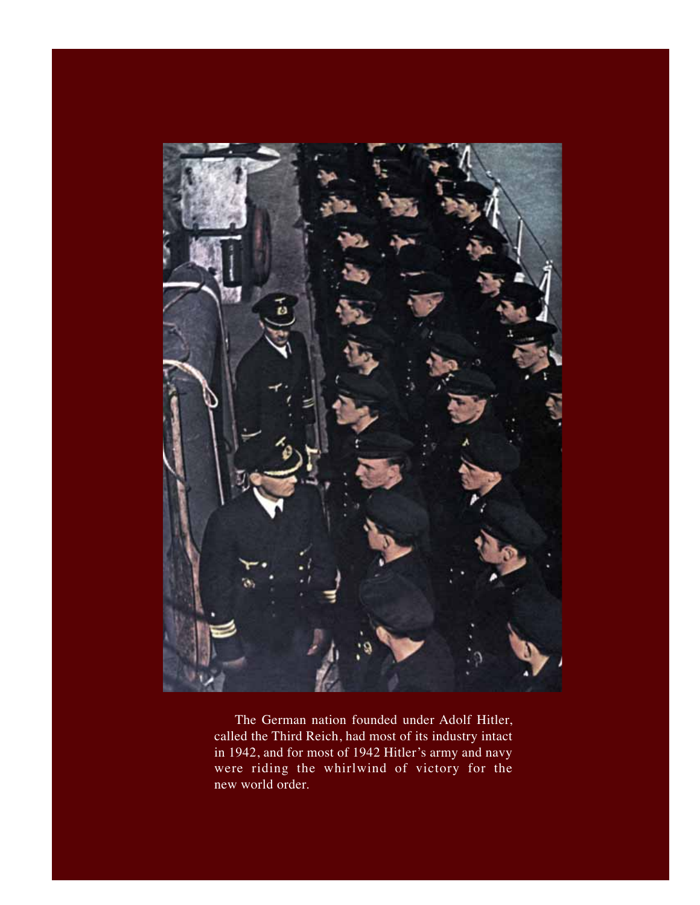The German nation founded under Adolf Hitler, called the Third Reich, had most of its industry intact in 1942, and for most of 1942 Hitler's army and navy were riding the whirlwind of victory for the new world order.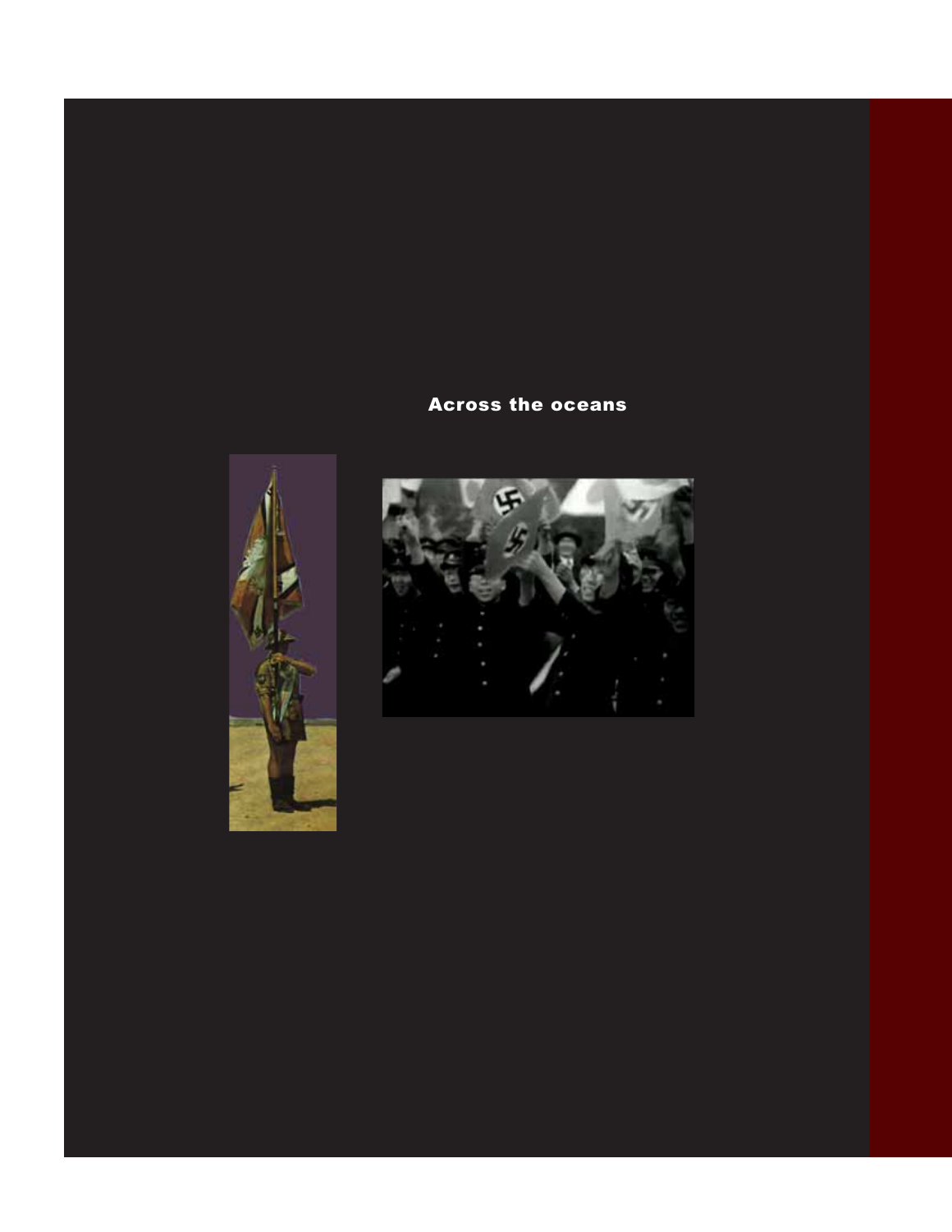## Across the oceans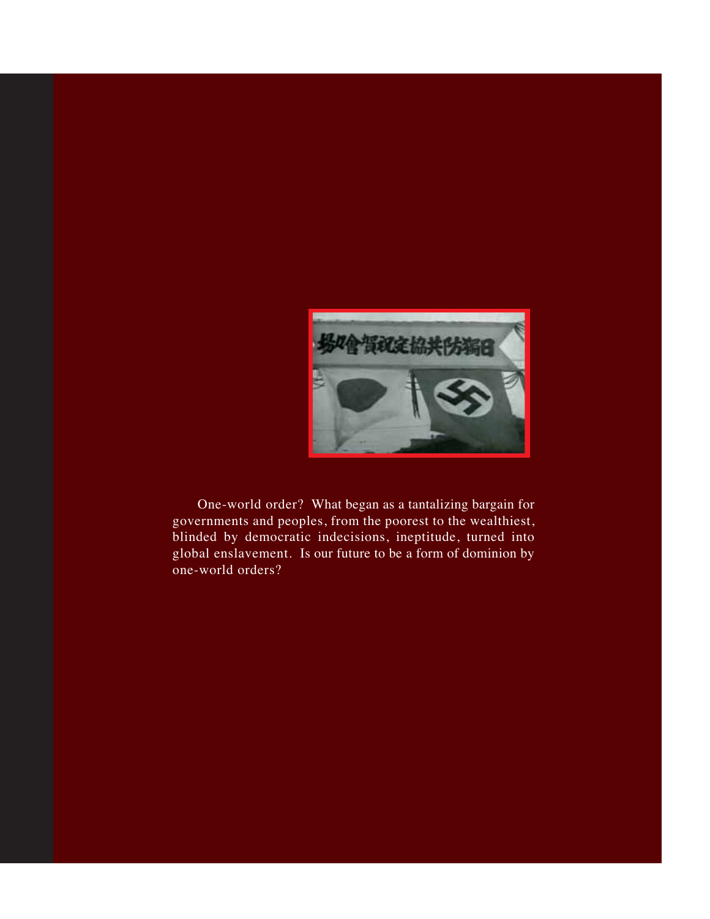One-world order? What began as a tantalizing bargain for governments and peoples, from the poorest to the wealthiest, blinded by democratic indecisions, ineptitude, turned into global enslavement. Is our future to be a form of dominion by one-world orders?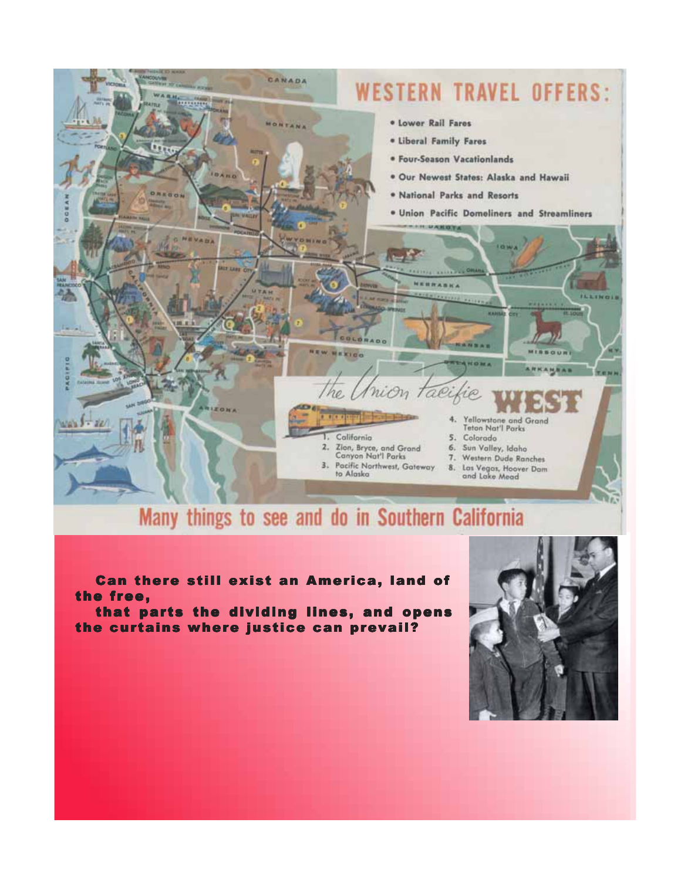# WESTERN TRAVEL OFFERS:

- Lower Rail Fares
- Liberal Family Fares
- Four-Season Vacationlands
- Our Newest States: Alaska and Hawaii
- National Parks and Resorts
- Union Pacific Domeliners and Streamliners

## the Union Pacific WEST

1. California
2. Zion, Bryce, and Grand Canyon Nat'l Parks
3. Pacific Northwest, Gateway to Alaska
4. Yellowstone and Grand Teton Nat'l Parks
5. Colorado
6. Sun Valley, Idaho
7. Western Dude Ranches
8. Las Vegas, Hoover Dam and Lake Mead

## Many things to see and do in Southern California

**Can there still exist an America, land of the free,**
**that parts the dividing lines, and opens the curtains where justice can prevail?**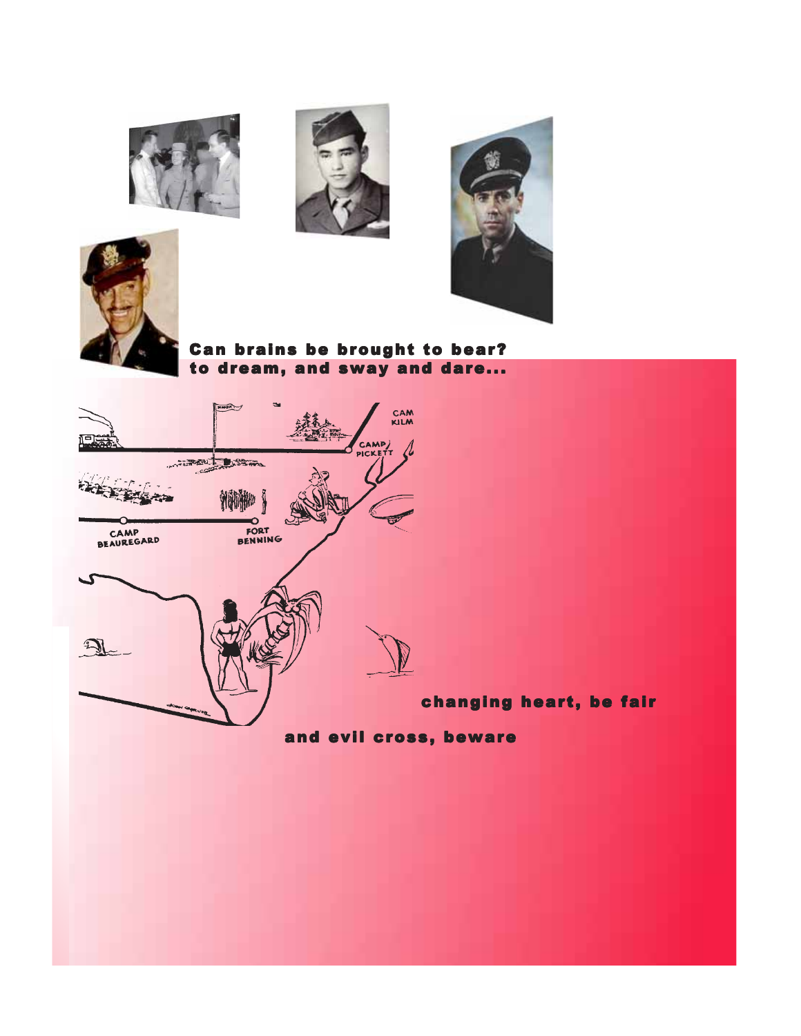**Can brains be brought to bear?**
**to dream, and sway and dare...**

**changing heart, be fair**

**and evil cross, beware**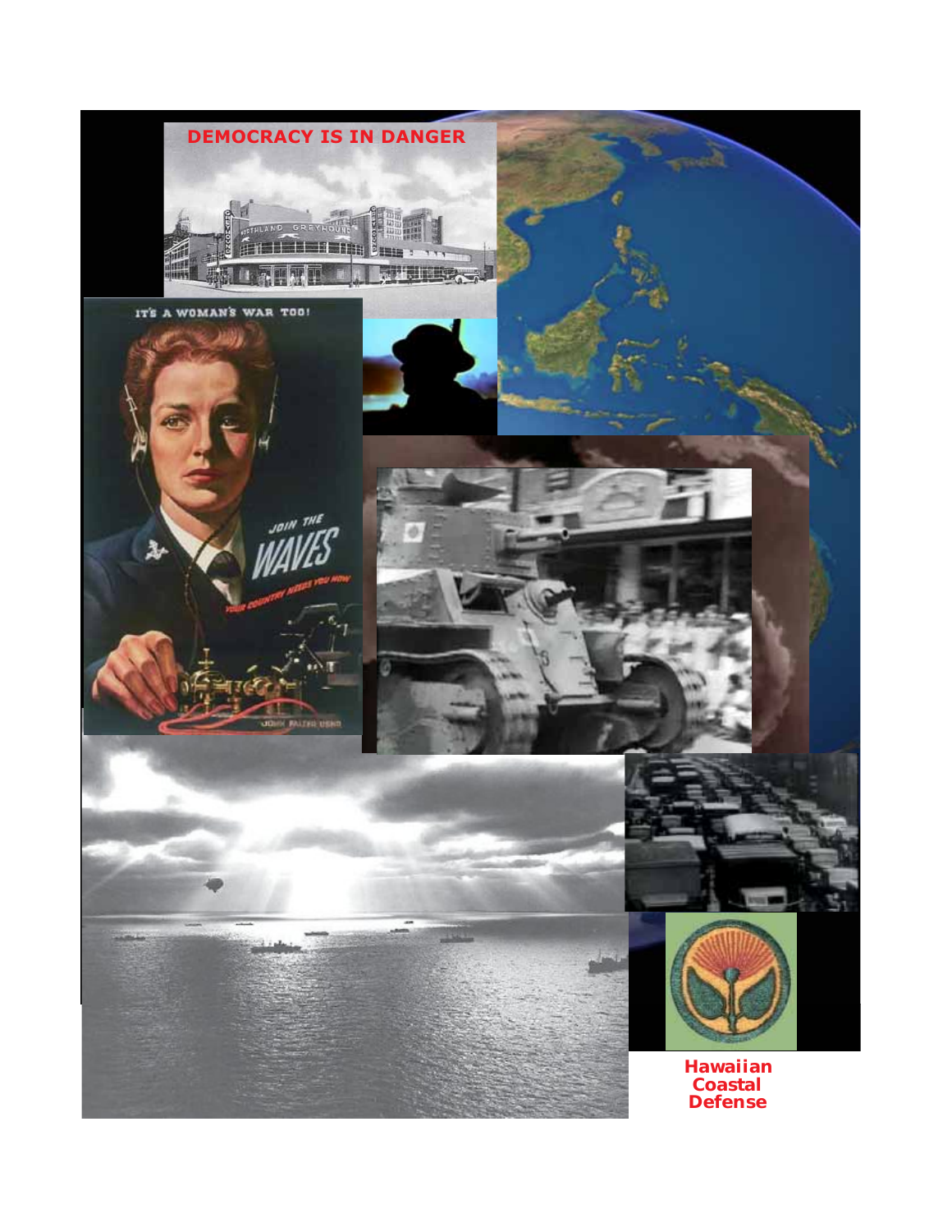DEMOCRACY IS IN DANGER

Hawaiian Coastal Defense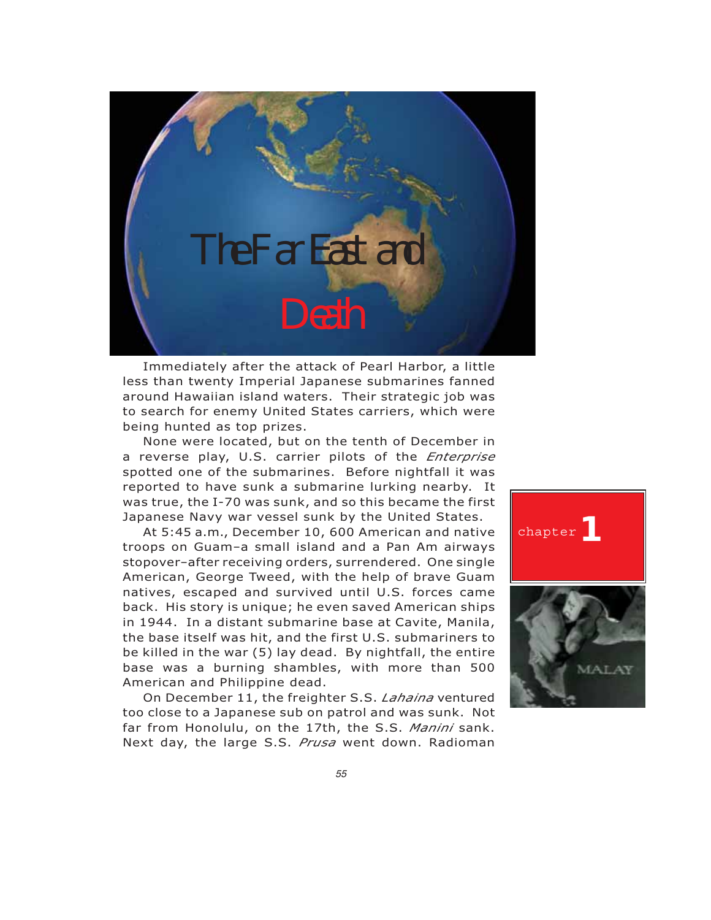# The Far East and Death

chapter 1

Immediately after the attack of Pearl Harbor, a little less than twenty Imperial Japanese submarines fanned around Hawaiian island waters. Their strategic job was to search for enemy United States carriers, which were being hunted as top prizes.

None were located, but on the tenth of December in a reverse play, U.S. carrier pilots of the *Enterprise* spotted one of the submarines. Before nightfall it was reported to have sunk a submarine lurking nearby. It was true, the I-70 was sunk, and so this became the first Japanese Navy war vessel sunk by the United States.

At 5:45 a.m., December 10, 600 American and native troops on Guam–a small island and a Pan Am airways stopover–after receiving orders, surrendered. One single American, George Tweed, with the help of brave Guam natives, escaped and survived until U.S. forces came back. His story is unique; he even saved American ships in 1944. In a distant submarine base at Cavite, Manila, the base itself was hit, and the first U.S. submariners to be killed in the war (5) lay dead. By nightfall, the entire base was a burning shambles, with more than 500 American and Philippine dead.

On December 11, the freighter S.S. *Lahaina* ventured too close to a Japanese sub on patrol and was sunk. Not far from Honolulu, on the 17th, the S.S. *Manini* sank. Next day, the large S.S. *Prusa* went down. Radioman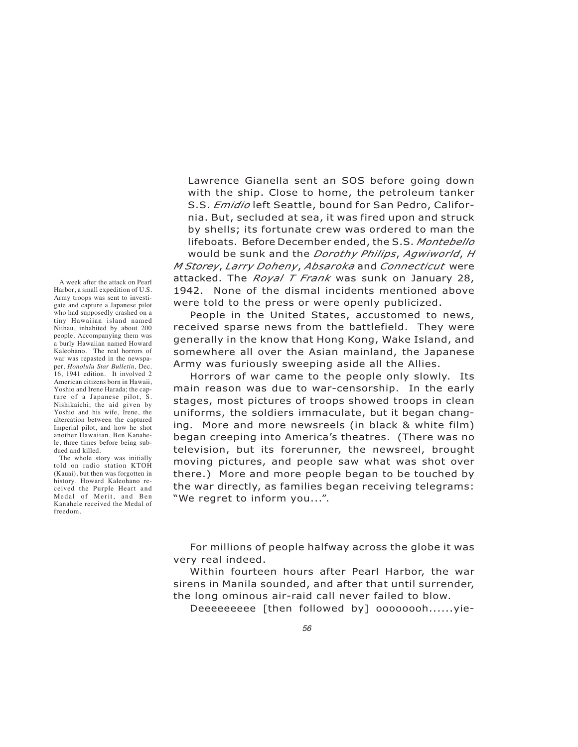Lawrence Gianella sent an SOS before going down with the ship. Close to home, the petroleum tanker S.S. *Emidio* left Seattle, bound for San Pedro, California. But, secluded at sea, it was fired upon and struck by shells; its fortunate crew was ordered to man the lifeboats. Before December ended, the S.S. *Montebello* would be sunk and the *Dorothy Philips*, *Agwiworld*, *H M Storey*, *Larry Doheny*, *Absaroka* and *Connecticut* were attacked. The *Royal T Frank* was sunk on January 28, 1942. None of the dismal incidents mentioned above were told to the press or were openly publicized.

People in the United States, accustomed to news, received sparse news from the battlefield. They were generally in the know that Hong Kong, Wake Island, and somewhere all over the Asian mainland, the Japanese Army was furiously sweeping aside all the Allies.

Horrors of war came to the people only slowly. Its main reason was due to war-censorship. In the early stages, most pictures of troops showed troops in clean uniforms, the soldiers immaculate, but it began changing. More and more newsreels (in black & white film) began creeping into America's theatres. (There was no television, but its forerunner, the newsreel, brought moving pictures, and people saw what was shot over there.) More and more people began to be touched by the war directly, as families began receiving telegrams: "We regret to inform you...".

A week after the attack on Pearl Harbor, a small expedition of U.S. Army troops was sent to investigate and capture a Japanese pilot who had supposedly crashed on a tiny Hawaiian island named Niihau, inhabited by about 200 people. Accompanying them was a burly Hawaiian named Howard Kaleohano. The real horrors of war was repasted in the newspaper, *Honolulu Star Bulletin*, Dec. 16, 1941 edition. It involved 2 American citizens born in Hawaii, Yoshio and Irene Harada; the capture of a Japanese pilot, S. Nishikaichi; the aid given by Yoshio and his wife, Irene, the altercation between the captured Imperial pilot, and how he shot another Hawaiian, Ben Kanahele, three times before being subdued and killed.

The whole story was initially told on radio station KTOH (Kauai), but then was forgotten in history. Howard Kaleohano received the Purple Heart and Medal of Merit, and Ben Kanahele received the Medal of freedom.

For millions of people halfway across the globe it was very real indeed.

Within fourteen hours after Pearl Harbor, the war sirens in Manila sounded, and after that until surrender, the long ominous air-raid call never failed to blow.

Deeeeeeeee [then followed by] oooooooh......yie-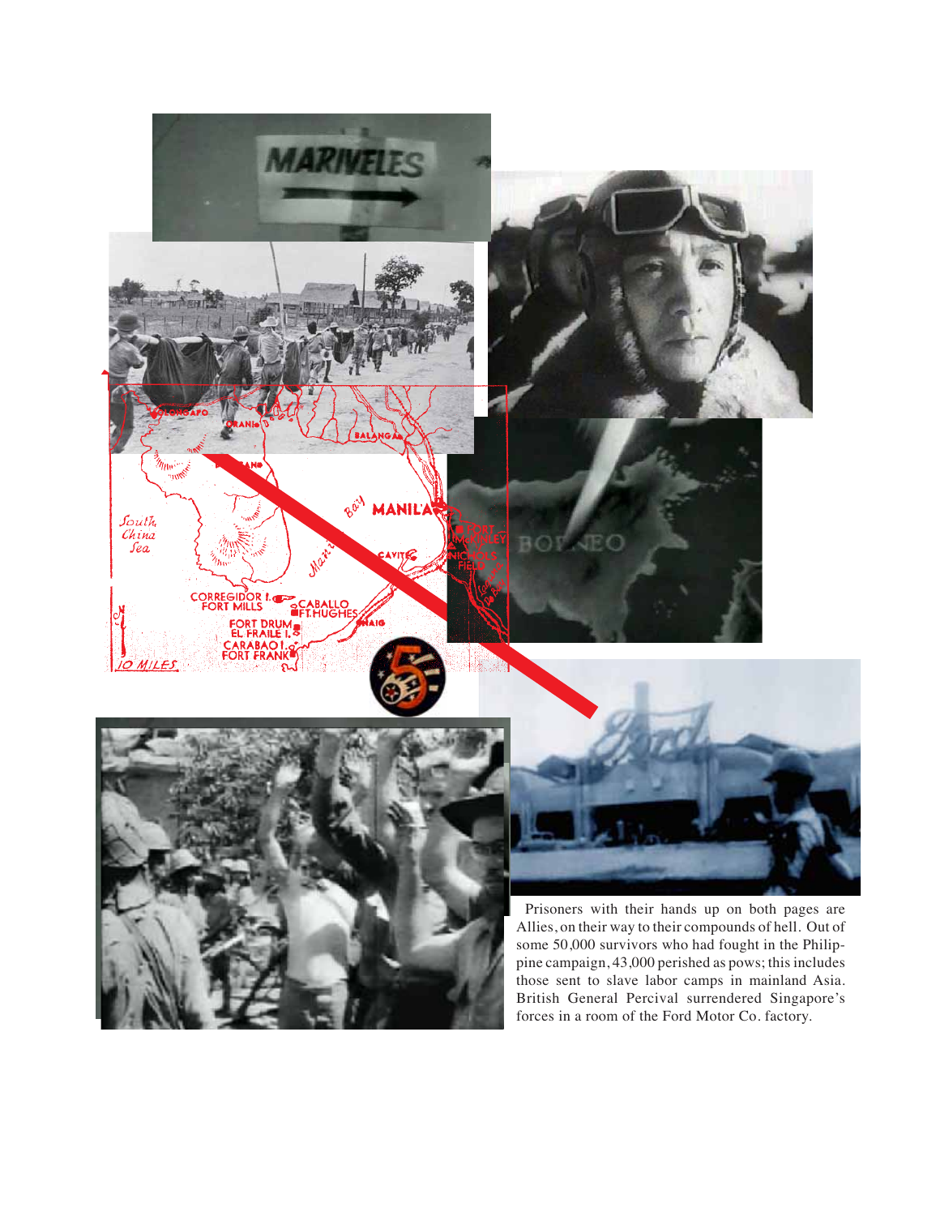Prisoners with their hands up on both pages are Allies, on their way to their compounds of hell. Out of some 50,000 survivors who had fought in the Philippine campaign, 43,000 perished as pows; this includes those sent to slave labor camps in mainland Asia. British General Percival surrendered Singapore's forces in a room of the Ford Motor Co. factory.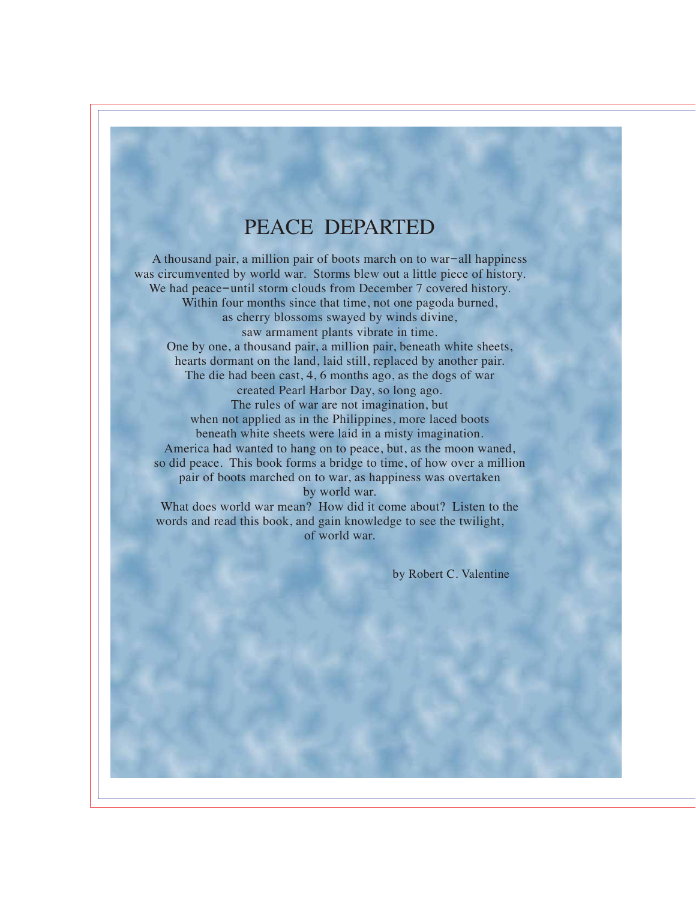# PEACE DEPARTED

A thousand pair, a million pair of boots march on to war–all happiness
was circumvented by world war. Storms blew out a little piece of history.
We had peace–until storm clouds from December 7 covered history.
Within four months since that time, not one pagoda burned,
as cherry blossoms swayed by winds divine,
saw armament plants vibrate in time.
One by one, a thousand pair, a million pair, beneath white sheets,
hearts dormant on the land, laid still, replaced by another pair.
The die had been cast, 4, 6 months ago, as the dogs of war
created Pearl Harbor Day, so long ago.
The rules of war are not imagination, but
when not applied as in the Philippines, more laced boots
beneath white sheets were laid in a misty imagination.
America had wanted to hang on to peace, but, as the moon waned,
so did peace. This book forms a bridge to time, of how over a million
pair of boots marched on to war, as happiness was overtaken
by world war.
What does world war mean? How did it come about? Listen to the
words and read this book, and gain knowledge to see the twilight,
of world war.

by Robert C. Valentine